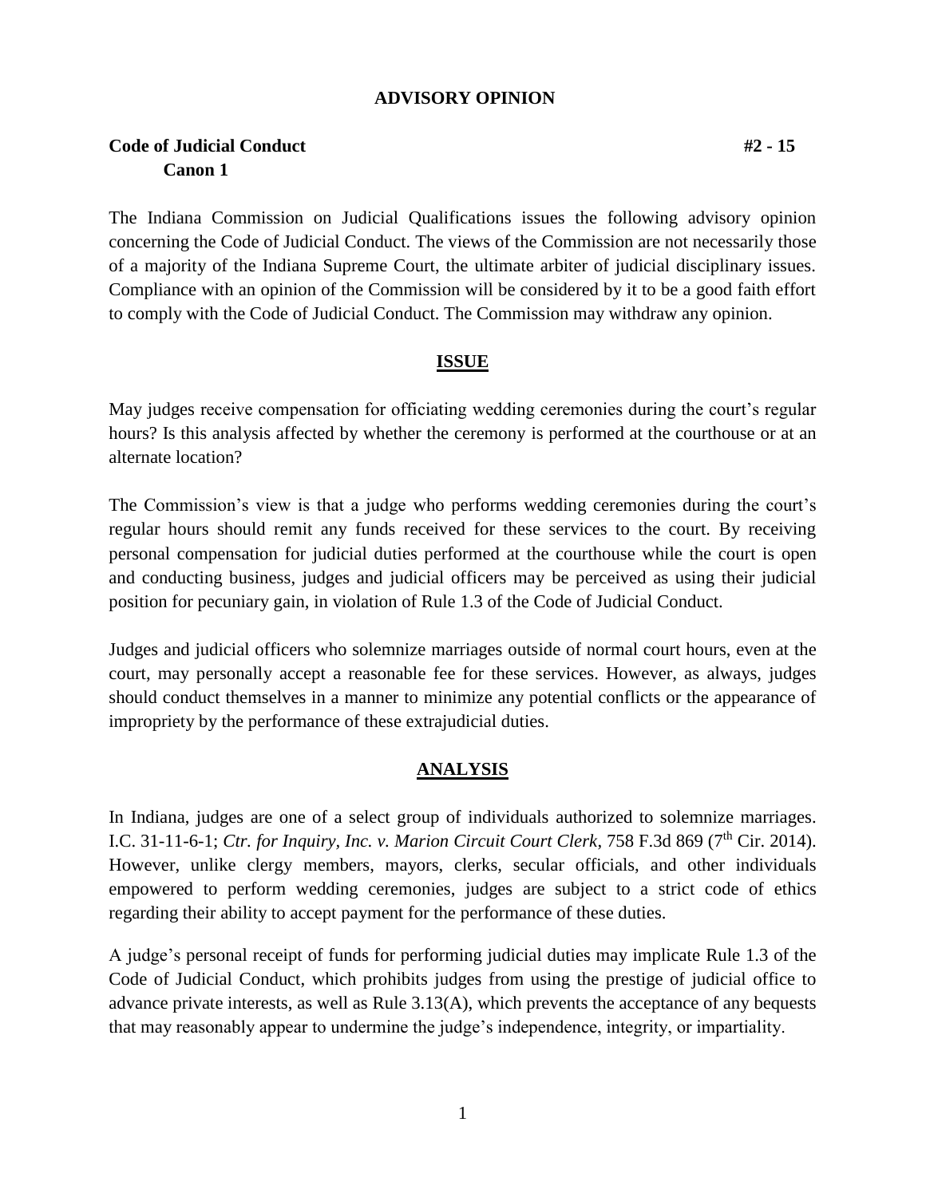## ADVISORY OPINION

**Code of Judicial Conduct** **#2 - 15**
**Canon 1**

The Indiana Commission on Judicial Qualifications issues the following advisory opinion concerning the Code of Judicial Conduct. The views of the Commission are not necessarily those of a majority of the Indiana Supreme Court, the ultimate arbiter of judicial disciplinary issues. Compliance with an opinion of the Commission will be considered by it to be a good faith effort to comply with the Code of Judicial Conduct. The Commission may withdraw any opinion.

## ISSUE

May judges receive compensation for officiating wedding ceremonies during the court's regular hours? Is this analysis affected by whether the ceremony is performed at the courthouse or at an alternate location?

The Commission's view is that a judge who performs wedding ceremonies during the court's regular hours should remit any funds received for these services to the court. By receiving personal compensation for judicial duties performed at the courthouse while the court is open and conducting business, judges and judicial officers may be perceived as using their judicial position for pecuniary gain, in violation of Rule 1.3 of the Code of Judicial Conduct.

Judges and judicial officers who solemnize marriages outside of normal court hours, even at the court, may personally accept a reasonable fee for these services. However, as always, judges should conduct themselves in a manner to minimize any potential conflicts or the appearance of impropriety by the performance of these extrajudicial duties.

## ANALYSIS

In Indiana, judges are one of a select group of individuals authorized to solemnize marriages. I.C. 31-11-6-1; *Ctr. for Inquiry, Inc. v. Marion Circuit Court Clerk*, 758 F.3d 869 (7th Cir. 2014). However, unlike clergy members, mayors, clerks, secular officials, and other individuals empowered to perform wedding ceremonies, judges are subject to a strict code of ethics regarding their ability to accept payment for the performance of these duties.

A judge's personal receipt of funds for performing judicial duties may implicate Rule 1.3 of the Code of Judicial Conduct, which prohibits judges from using the prestige of judicial office to advance private interests, as well as Rule 3.13(A), which prevents the acceptance of any bequests that may reasonably appear to undermine the judge's independence, integrity, or impartiality.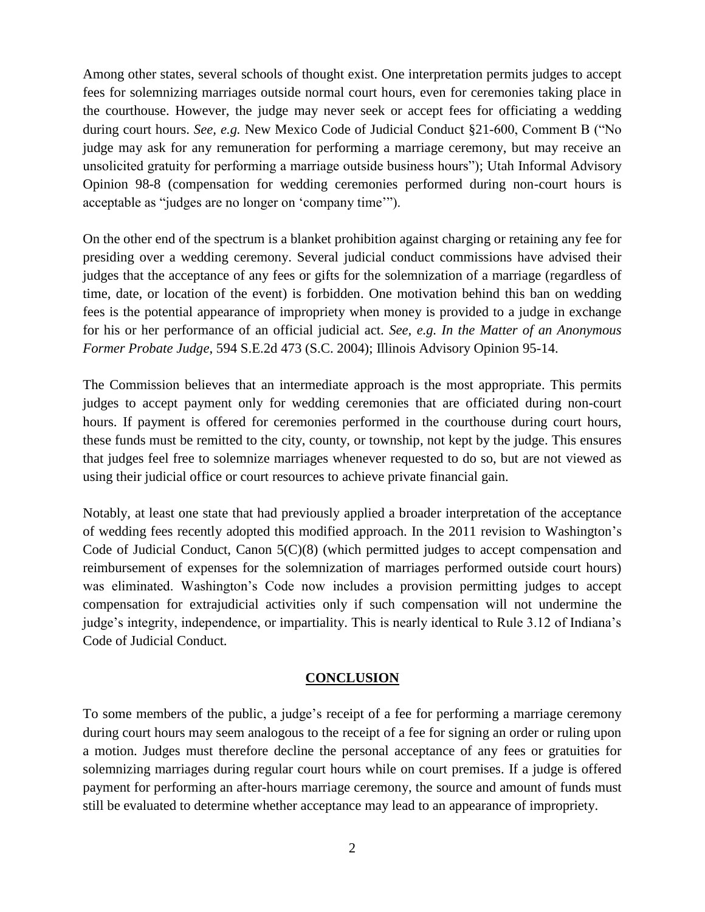Among other states, several schools of thought exist. One interpretation permits judges to accept fees for solemnizing marriages outside normal court hours, even for ceremonies taking place in the courthouse. However, the judge may never seek or accept fees for officiating a wedding during court hours. *See, e.g.* New Mexico Code of Judicial Conduct §21-600, Comment B ("No judge may ask for any remuneration for performing a marriage ceremony, but may receive an unsolicited gratuity for performing a marriage outside business hours"); Utah Informal Advisory Opinion 98-8 (compensation for wedding ceremonies performed during non-court hours is acceptable as "judges are no longer on 'company time'").

On the other end of the spectrum is a blanket prohibition against charging or retaining any fee for presiding over a wedding ceremony. Several judicial conduct commissions have advised their judges that the acceptance of any fees or gifts for the solemnization of a marriage (regardless of time, date, or location of the event) is forbidden. One motivation behind this ban on wedding fees is the potential appearance of impropriety when money is provided to a judge in exchange for his or her performance of an official judicial act. *See, e.g. In the Matter of an Anonymous Former Probate Judge*, 594 S.E.2d 473 (S.C. 2004); Illinois Advisory Opinion 95-14.

The Commission believes that an intermediate approach is the most appropriate. This permits judges to accept payment only for wedding ceremonies that are officiated during non-court hours. If payment is offered for ceremonies performed in the courthouse during court hours, these funds must be remitted to the city, county, or township, not kept by the judge. This ensures that judges feel free to solemnize marriages whenever requested to do so, but are not viewed as using their judicial office or court resources to achieve private financial gain.

Notably, at least one state that had previously applied a broader interpretation of the acceptance of wedding fees recently adopted this modified approach. In the 2011 revision to Washington's Code of Judicial Conduct, Canon 5(C)(8) (which permitted judges to accept compensation and reimbursement of expenses for the solemnization of marriages performed outside court hours) was eliminated. Washington's Code now includes a provision permitting judges to accept compensation for extrajudicial activities only if such compensation will not undermine the judge's integrity, independence, or impartiality. This is nearly identical to Rule 3.12 of Indiana's Code of Judicial Conduct.

## **CONCLUSION**

To some members of the public, a judge's receipt of a fee for performing a marriage ceremony during court hours may seem analogous to the receipt of a fee for signing an order or ruling upon a motion. Judges must therefore decline the personal acceptance of any fees or gratuities for solemnizing marriages during regular court hours while on court premises. If a judge is offered payment for performing an after-hours marriage ceremony, the source and amount of funds must still be evaluated to determine whether acceptance may lead to an appearance of impropriety.